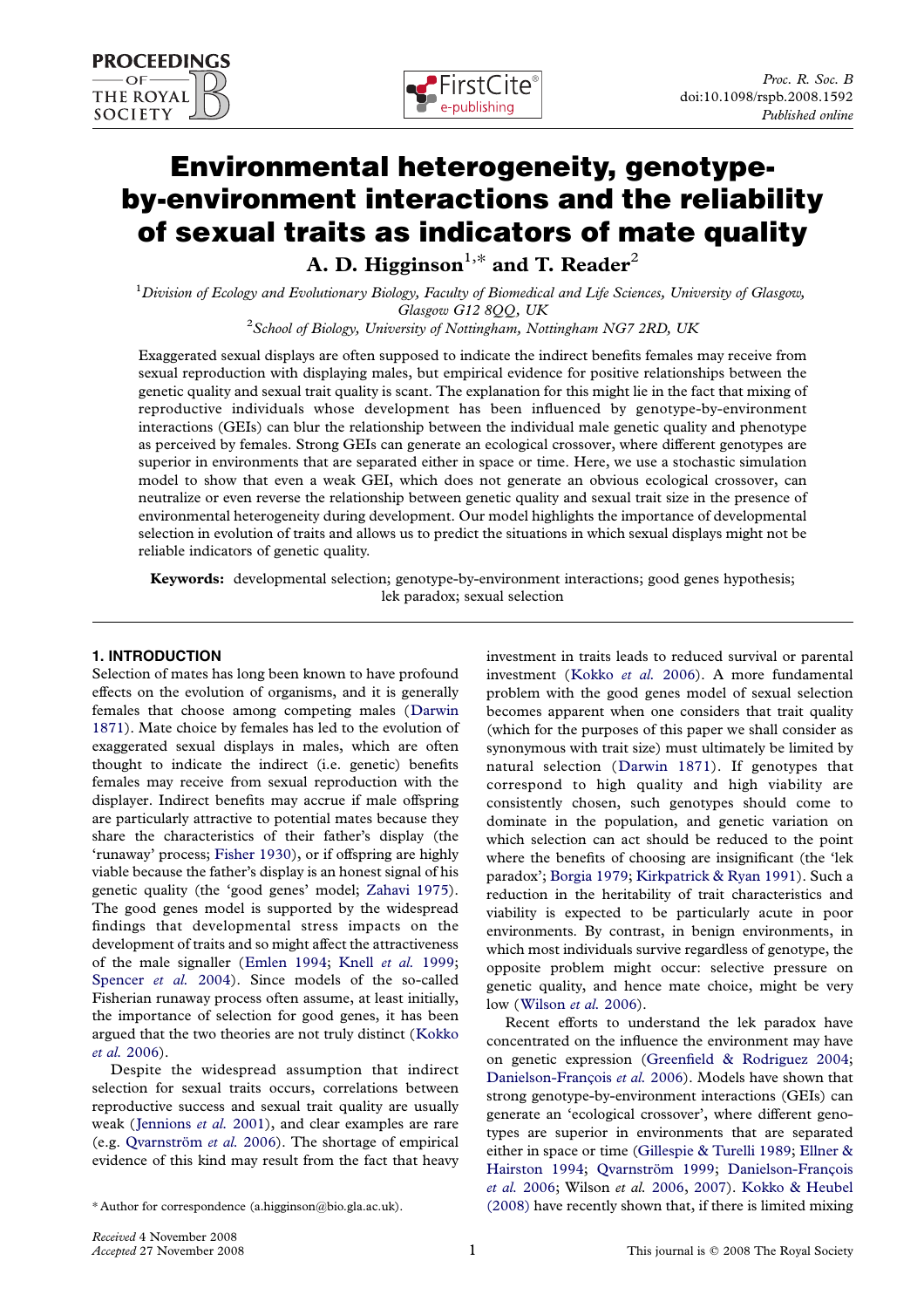# Environmental heterogeneity, genotype-by-environment interactions and the reliability of sexual traits as indicators of mate quality

**A. D. Higginson[1,*] and T. Reader[2]**

[1]*Division of Ecology and Evolutionary Biology, Faculty of Biomedical and Life Sciences, University of Glasgow, Glasgow G12 8QQ, UK*

[2]*School of Biology, University of Nottingham, Nottingham NG7 2RD, UK*

Exaggerated sexual displays are often supposed to indicate the indirect benefits females may receive from sexual reproduction with displaying males, but empirical evidence for positive relationships between the genetic quality and sexual trait quality is scant. The explanation for this might lie in the fact that mixing of reproductive individuals whose development has been influenced by genotype-by-environment interactions (GEIs) can blur the relationship between the individual male genetic quality and phenotype as perceived by females. Strong GEIs can generate an ecological crossover, where different genotypes are superior in environments that are separated either in space or time. Here, we use a stochastic simulation model to show that even a weak GEI, which does not generate an obvious ecological crossover, can neutralize or even reverse the relationship between genetic quality and sexual trait size in the presence of environmental heterogeneity during development. Our model highlights the importance of developmental selection in evolution of traits and allows us to predict the situations in which sexual displays might not be reliable indicators of genetic quality.

**Keywords:** developmental selection; genotype-by-environment interactions; good genes hypothesis; lek paradox; sexual selection

## 1. INTRODUCTION

Selection of mates has long been known to have profound effects on the evolution of organisms, and it is generally females that choose among competing males (Darwin 1871). Mate choice by females has led to the evolution of exaggerated sexual displays in males, which are often thought to indicate the indirect (i.e. genetic) benefits females may receive from sexual reproduction with the displayer. Indirect benefits may accrue if male offspring are particularly attractive to potential mates because they share the characteristics of their father's display (the 'runaway' process; Fisher 1930), or if offspring are highly viable because the father's display is an honest signal of his genetic quality (the 'good genes' model; Zahavi 1975). The good genes model is supported by the widespread findings that developmental stress impacts on the development of traits and so might affect the attractiveness of the male signaller (Emlen 1994; Knell *et al.* 1999; Spencer *et al.* 2004). Since models of the so-called Fisherian runaway process often assume, at least initially, the importance of selection for good genes, it has been argued that the two theories are not truly distinct (Kokko *et al.* 2006).

Despite the widespread assumption that indirect selection for sexual traits occurs, correlations between reproductive success and sexual trait quality are usually weak (Jennions *et al.* 2001), and clear examples are rare (e.g. Qvarnström *et al.* 2006). The shortage of empirical evidence of this kind may result from the fact that heavy investment in traits leads to reduced survival or parental investment (Kokko *et al.* 2006). A more fundamental problem with the good genes model of sexual selection becomes apparent when one considers that trait quality (which for the purposes of this paper we shall consider as synonymous with trait size) must ultimately be limited by natural selection (Darwin 1871). If genotypes that correspond to high quality and high viability are consistently chosen, such genotypes should come to dominate in the population, and genetic variation on which selection can act should be reduced to the point where the benefits of choosing are insignificant (the 'lek paradox'; Borgia 1979; Kirkpatrick & Ryan 1991). Such a reduction in the heritability of trait characteristics and viability is expected to be particularly acute in poor environments. By contrast, in benign environments, in which most individuals survive regardless of genotype, the opposite problem might occur: selective pressure on genetic quality, and hence mate choice, might be very low (Wilson *et al.* 2006).

Recent efforts to understand the lek paradox have concentrated on the influence the environment may have on genetic expression (Greenfield & Rodriguez 2004; Danielson-François *et al.* 2006). Models have shown that strong genotype-by-environment interactions (GEIs) can generate an 'ecological crossover', where different genotypes are superior in environments that are separated either in space or time (Gillespie & Turelli 1989; Ellner & Hairston 1994; Qvarnström 1999; Danielson-François *et al.* 2006; Wilson *et al.* 2006, 2007). Kokko & Heubel (2008) have recently shown that, if there is limited mixing

\* Author for correspondence (a.higginson@bio.gla.ac.uk).

*Received* 4 November 2008
*Accepted* 27 November 2008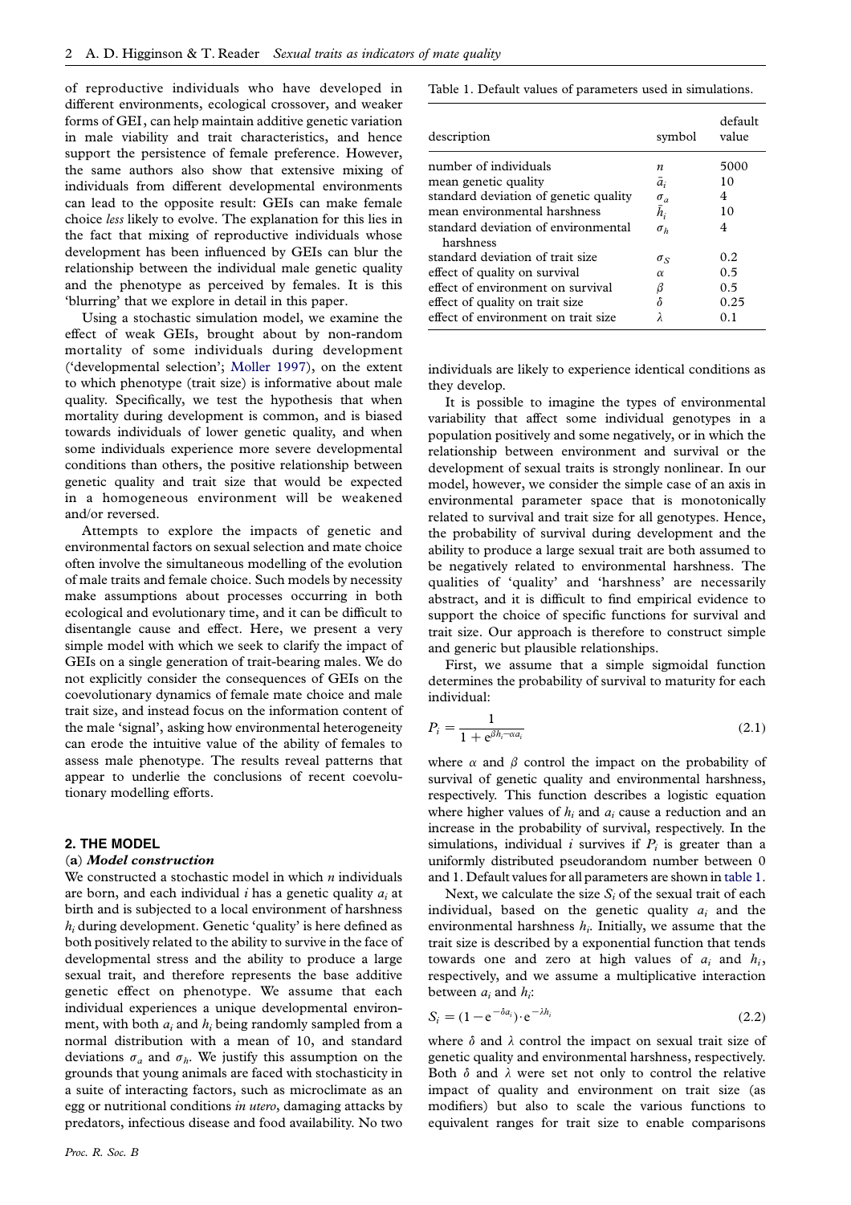of reproductive individuals who have developed in different environments, ecological crossover, and weaker forms of GEI, can help maintain additive genetic variation in male viability and trait characteristics, and hence support the persistence of female preference. However, the same authors also show that extensive mixing of individuals from different developmental environments can lead to the opposite result: GEIs can make female choice *less* likely to evolve. The explanation for this lies in the fact that mixing of reproductive individuals whose development has been influenced by GEIs can blur the relationship between the individual male genetic quality and the phenotype as perceived by females. It is this 'blurring' that we explore in detail in this paper.

Using a stochastic simulation model, we examine the effect of weak GEIs, brought about by non-random mortality of some individuals during development ('developmental selection'; Moller 1997), on the extent to which phenotype (trait size) is informative about male quality. Specifically, we test the hypothesis that when mortality during development is common, and is biased towards individuals of lower genetic quality, and when some individuals experience more severe developmental conditions than others, the positive relationship between genetic quality and trait size that would be expected in a homogeneous environment will be weakened and/or reversed.

Attempts to explore the impacts of genetic and environmental factors on sexual selection and mate choice often involve the simultaneous modelling of the evolution of male traits and female choice. Such models by necessity make assumptions about processes occurring in both ecological and evolutionary time, and it can be difficult to disentangle cause and effect. Here, we present a very simple model with which we seek to clarify the impact of GEIs on a single generation of trait-bearing males. We do not explicitly consider the consequences of GEIs on the coevolutionary dynamics of female mate choice and male trait size, and instead focus on the information content of the male 'signal', asking how environmental heterogeneity can erode the intuitive value of the ability of females to assess male phenotype. The results reveal patterns that appear to underlie the conclusions of recent coevolutionary modelling efforts.

## 2. THE MODEL

### (a) *Model construction*

We constructed a stochastic model in which $n$ individuals are born, and each individual $i$ has a genetic quality $a_i$ at birth and is subjected to a local environment of harshness $h_i$ during development. Genetic 'quality' is here defined as both positively related to the ability to survive in the face of developmental stress and the ability to produce a large sexual trait, and therefore represents the base additive genetic effect on phenotype. We assume that each individual experiences a unique developmental environment, with both $a_i$ and $h_i$ being randomly sampled from a normal distribution with a mean of 10, and standard deviations $\sigma_a$ and $\sigma_h$. We justify this assumption on the grounds that young animals are faced with stochasticity in a suite of interacting factors, such as microclimate as an egg or nutritional conditions *in utero*, damaging attacks by predators, infectious disease and food availability. No two individuals are likely to experience identical conditions as they develop.

Table 1. Default values of parameters used in simulations.

| description | symbol | default value |
|---|---|---|
| number of individuals | $n$ | 5000 |
| mean genetic quality | $\bar{a}_i$ | 10 |
| standard deviation of genetic quality | $\sigma_a$ | 4 |
| mean environmental harshness | $\bar{h}_i$ | 10 |
| standard deviation of environmental harshness | $\sigma_h$ | 4 |
| standard deviation of trait size | $\sigma_S$ | 0.2 |
| effect of quality on survival | $\alpha$ | 0.5 |
| effect of environment on survival | $\beta$ | 0.5 |
| effect of quality on trait size | $\delta$ | 0.25 |
| effect of environment on trait size | $\lambda$ | 0.1 |

It is possible to imagine the types of environmental variability that affect some individual genotypes in a population positively and some negatively, or in which the relationship between environment and survival or the development of sexual traits is strongly nonlinear. In our model, however, we consider the simple case of an axis in environmental parameter space that is monotonically related to survival and trait size for all genotypes. Hence, the probability of survival during development and the ability to produce a large sexual trait are both assumed to be negatively related to environmental harshness. The qualities of 'quality' and 'harshness' are necessarily abstract, and it is difficult to find empirical evidence to support the choice of specific functions for survival and trait size. Our approach is therefore to construct simple and generic but plausible relationships.

First, we assume that a simple sigmoidal function determines the probability of survival to maturity for each individual:

$$P_i = \frac{1}{1 + e^{\beta h_i - \alpha a_i}} \tag{2.1}$$

where $\alpha$ and $\beta$ control the impact on the probability of survival of genetic quality and environmental harshness, respectively. This function describes a logistic equation where higher values of $h_i$ and $a_i$ cause a reduction and an increase in the probability of survival, respectively. In the simulations, individual $i$ survives if $P_i$ is greater than a uniformly distributed pseudorandom number between 0 and 1. Default values for all parameters are shown in table 1.

Next, we calculate the size $S_i$ of the sexual trait of each individual, based on the genetic quality $a_i$ and the environmental harshness $h_i$. Initially, we assume that the trait size is described by a exponential function that tends towards one and zero at high values of $a_i$ and $h_i$, respectively, and we assume a multiplicative interaction between $a_i$ and $h_i$:

$$S_i = (1 - e^{-\delta a_i}) \cdot e^{-\lambda h_i} \tag{2.2}$$

where $\delta$ and $\lambda$ control the impact on sexual trait size of genetic quality and environmental harshness, respectively. Both $\delta$ and $\lambda$ were set not only to control the relative impact of quality and environment on trait size (as modifiers) but also to scale the various functions to equivalent ranges for trait size to enable comparisons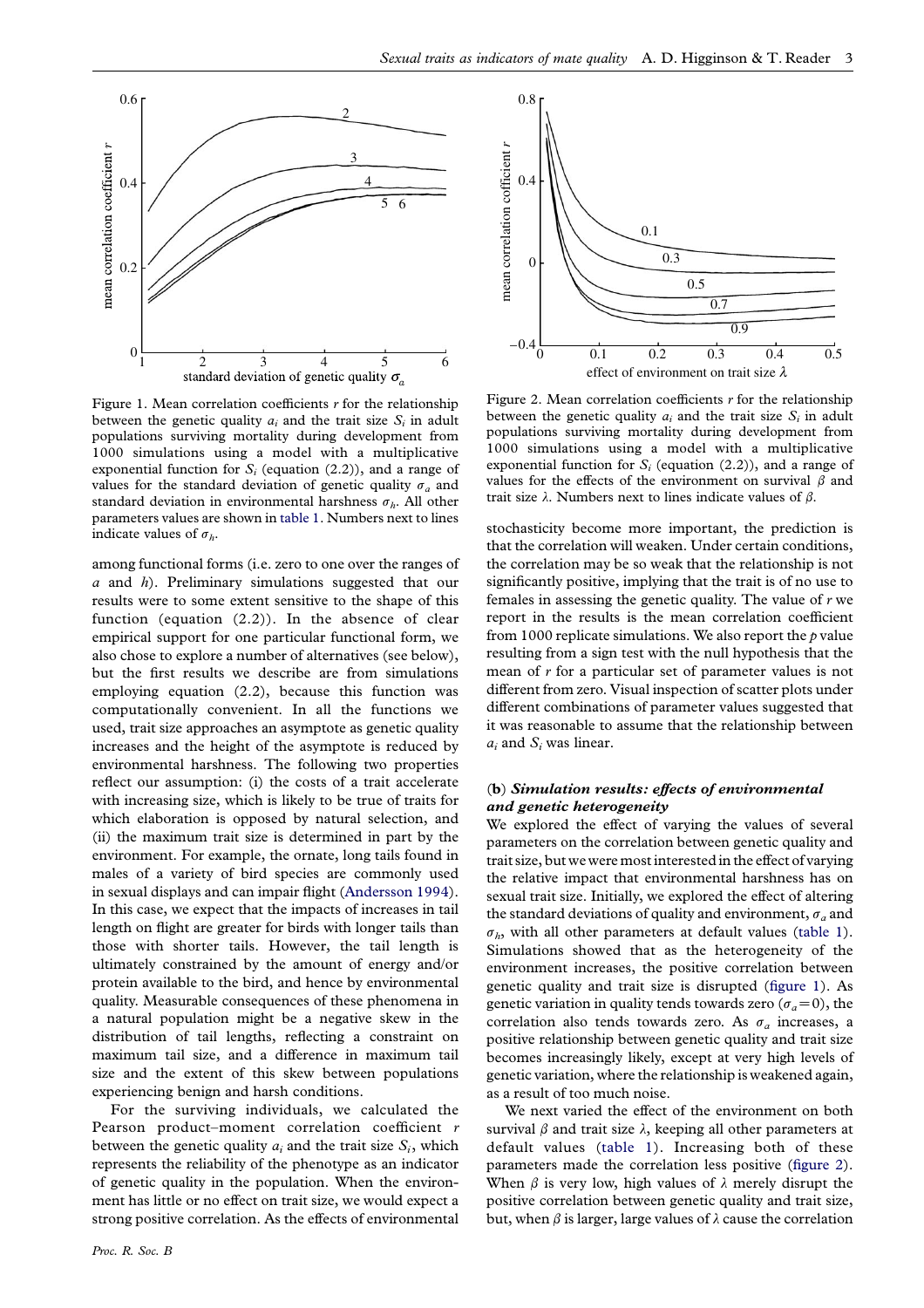Figure 1. Mean correlation coefficients $r$ for the relationship between the genetic quality $a_i$ and the trait size $S_i$ in adult populations surviving mortality during development from 1000 simulations using a model with a multiplicative exponential function for $S_i$ (equation (2.2)), and a range of values for the standard deviation of genetic quality $\sigma_a$ and standard deviation in environmental harshness $\sigma_h$. All other parameters values are shown in table 1. Numbers next to lines indicate values of $\sigma_h$.

among functional forms (i.e. zero to one over the ranges of $a$ and $h$). Preliminary simulations suggested that our results were to some extent sensitive to the shape of this function (equation (2.2)). In the absence of clear empirical support for one particular functional form, we also chose to explore a number of alternatives (see below), but the first results we describe are from simulations employing equation (2.2), because this function was computationally convenient. In all the functions we used, trait size approaches an asymptote as genetic quality increases and the height of the asymptote is reduced by environmental harshness. The following two properties reflect our assumption: (i) the costs of a trait accelerate with increasing size, which is likely to be true of traits for which elaboration is opposed by natural selection, and (ii) the maximum trait size is determined in part by the environment. For example, the ornate, long tails found in males of a variety of bird species are commonly used in sexual displays and can impair flight (Andersson 1994). In this case, we expect that the impacts of increases in tail length on flight are greater for birds with longer tails than those with shorter tails. However, the tail length is ultimately constrained by the amount of energy and/or protein available to the bird, and hence by environmental quality. Measurable consequences of these phenomena in a natural population might be a negative skew in the distribution of tail lengths, reflecting a constraint on maximum tail size, and a difference in maximum tail size and the extent of this skew between populations experiencing benign and harsh conditions.

For the surviving individuals, we calculated the Pearson product–moment correlation coefficient $r$ between the genetic quality $a_i$ and the trait size $S_i$, which represents the reliability of the phenotype as an indicator of genetic quality in the population. When the environment has little or no effect on trait size, we would expect a strong positive correlation. As the effects of environmental stochasticity become more important, the prediction is that the correlation will weaken. Under certain conditions, the correlation may be so weak that the relationship is not significantly positive, implying that the trait is of no use to females in assessing the genetic quality. The value of $r$ we report in the results is the mean correlation coefficient from 1000 replicate simulations. We also report the $p$ value resulting from a sign test with the null hypothesis that the mean of $r$ for a particular set of parameter values is not different from zero. Visual inspection of scatter plots under different combinations of parameter values suggested that it was reasonable to assume that the relationship between $a_i$ and $S_i$ was linear.

Figure 2. Mean correlation coefficients $r$ for the relationship between the genetic quality $a_i$ and the trait size $S_i$ in adult populations surviving mortality during development from 1000 simulations using a model with a multiplicative exponential function for $S_i$ (equation (2.2)), and a range of values for the effects of the environment on survival $\beta$ and trait size $\lambda$. Numbers next to lines indicate values of $\beta$.

### (b) *Simulation results: effects of environmental and genetic heterogeneity*

We explored the effect of varying the values of several parameters on the correlation between genetic quality and trait size, but we were most interested in the effect of varying the relative impact that environmental harshness has on sexual trait size. Initially, we explored the effect of altering the standard deviations of quality and environment, $\sigma_a$ and $\sigma_h$, with all other parameters at default values (table 1). Simulations showed that as the heterogeneity of the environment increases, the positive correlation between genetic quality and trait size is disrupted (figure 1). As genetic variation in quality tends towards zero ($\sigma_a=0$), the correlation also tends towards zero. As $\sigma_a$ increases, a positive relationship between genetic quality and trait size becomes increasingly likely, except at very high levels of genetic variation, where the relationship is weakened again, as a result of too much noise.

We next varied the effect of the environment on both survival $\beta$ and trait size $\lambda$, keeping all other parameters at default values (table 1). Increasing both of these parameters made the correlation less positive (figure 2). When $\beta$ is very low, high values of $\lambda$ merely disrupt the positive correlation between genetic quality and trait size, but, when $\beta$ is larger, large values of $\lambda$ cause the correlation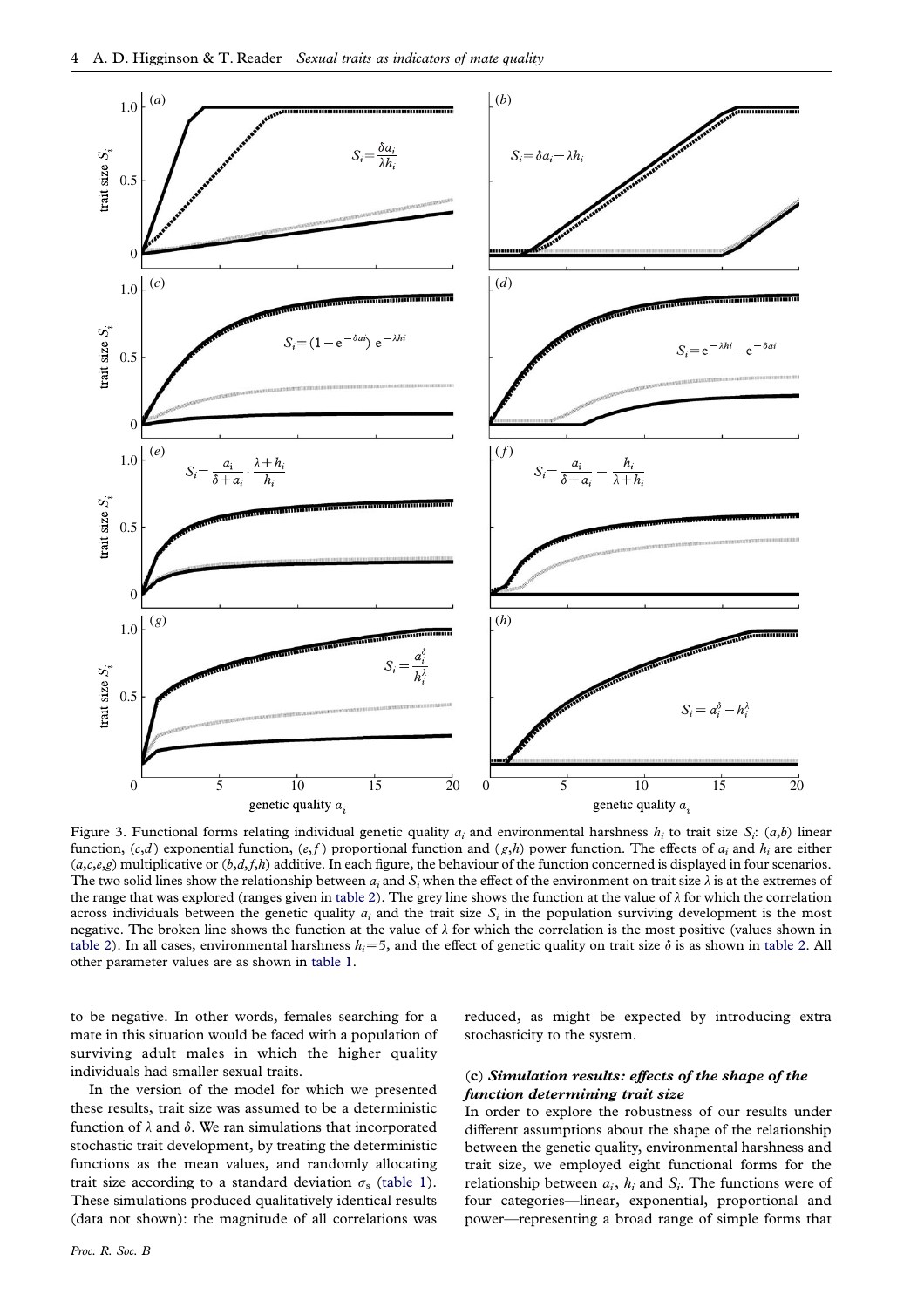Figure 3. Functional forms relating individual genetic quality $a_i$ and environmental harshness $h_i$ to trait size $S_i$: (*a*,*b*) linear function, (*c*,*d*) exponential function, (*e*,*f*) proportional function and (*g*,*h*) power function. The effects of $a_i$ and $h_i$ are either (*a*,*c*,*e*,*g*) multiplicative or (*b*,*d*,*f*,*h*) additive. In each figure, the behaviour of the function concerned is displayed in four scenarios. The two solid lines show the relationship between $a_i$ and $S_i$ when the effect of the environment on trait size $\lambda$ is at the extremes of the range that was explored (ranges given in table 2). The grey line shows the function at the value of $\lambda$ for which the correlation across individuals between the genetic quality $a_i$ and the trait size $S_i$ in the population surviving development is the most negative. The broken line shows the function at the value of $\lambda$ for which the correlation is the most positive (values shown in table 2). In all cases, environmental harshness $h_i = 5$, and the effect of genetic quality on trait size $\delta$ is as shown in table 2. All other parameter values are as shown in table 1.

to be negative. In other words, females searching for a mate in this situation would be faced with a population of surviving adult males in which the higher quality individuals had smaller sexual traits.

In the version of the model for which we presented these results, trait size was assumed to be a deterministic function of $\lambda$ and $\delta$. We ran simulations that incorporated stochastic trait development, by treating the deterministic functions as the mean values, and randomly allocating trait size according to a standard deviation $\sigma_s$ (table 1). These simulations produced qualitatively identical results (data not shown): the magnitude of all correlations was reduced, as might be expected by introducing extra stochasticity to the system.

### (c) *Simulation results: effects of the shape of the function determining trait size*

In order to explore the robustness of our results under different assumptions about the shape of the relationship between the genetic quality, environmental harshness and trait size, we employed eight functional forms for the relationship between $a_i$, $h_i$ and $S_i$. The functions were of four categories—linear, exponential, proportional and power—representing a broad range of simple forms that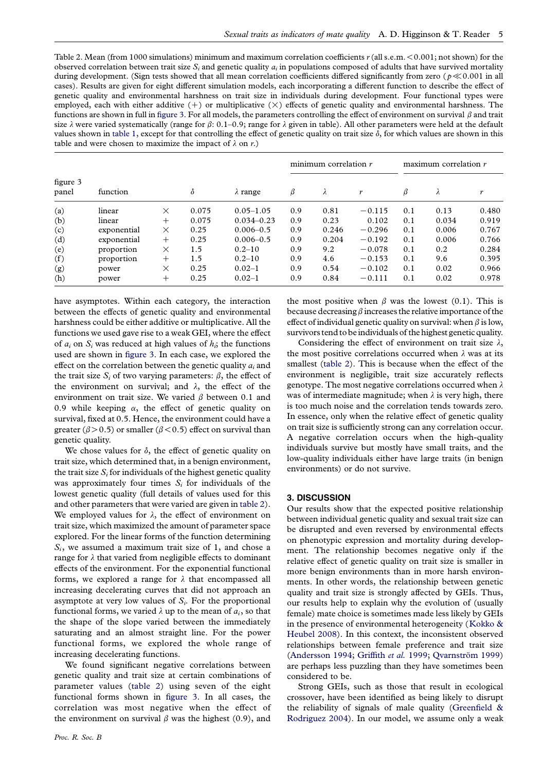Table 2. Mean (from 1000 simulations) minimum and maximum correlation coefficients $r$ (all s.e.m. $<0.001$; not shown) for the observed correlation between trait size $S_i$ and genetic quality $a_i$ in populations composed of adults that have survived mortality during development. (Sign tests showed that all mean correlation coefficients differed significantly from zero ($p \ll 0.001$ in all cases). Results are given for eight different simulation models, each incorporating a different function to describe the effect of genetic quality and environmental harshness on trait size in individuals during development. Four functional types were employed, each with either additive (+) or multiplicative (×) effects of genetic quality and environmental harshness. The functions are shown in full in figure 3. For all models, the parameters controlling the effect of environment on survival $\beta$ and trait size $\lambda$ were varied systematically (range for $\beta$: 0.1–0.9; range for $\lambda$ given in table). All other parameters were held at the default values shown in table 1, except for that controlling the effect of genetic quality on trait size $\delta$, for which values are shown in this table and were chosen to maximize the impact of $\lambda$ on $r$.)

| | | | | | minimum correlation $r$ | | | maximum correlation $r$ | | |
|---|---|---|---|---|---|---|---|---|---|---|
| figure 3 panel | function | | $\delta$ | $\lambda$ range | $\beta$ | $\lambda$ | $r$ | $\beta$ | $\lambda$ | $r$ |
| (a) | linear | × | 0.075 | 0.05–1.05 | 0.9 | 0.81 | −0.115 | 0.1 | 0.13 | 0.480 |
| (b) | linear | + | 0.075 | 0.034–0.23 | 0.9 | 0.23 | 0.102 | 0.1 | 0.034 | 0.919 |
| (c) | exponential | × | 0.25 | 0.006–0.5 | 0.9 | 0.246 | −0.296 | 0.1 | 0.006 | 0.767 |
| (d) | exponential | + | 0.25 | 0.006–0.5 | 0.9 | 0.204 | −0.192 | 0.1 | 0.006 | 0.766 |
| (e) | proportion | × | 1.5 | 0.2–10 | 0.9 | 9.2 | −0.078 | 0.1 | 0.2 | 0.284 |
| (f) | proportion | + | 1.5 | 0.2–10 | 0.9 | 4.6 | −0.153 | 0.1 | 9.6 | 0.395 |
| (g) | power | × | 0.25 | 0.02–1 | 0.9 | 0.54 | −0.102 | 0.1 | 0.02 | 0.966 |
| (h) | power | + | 0.25 | 0.02–1 | 0.9 | 0.84 | −0.111 | 0.1 | 0.02 | 0.978 |

have asymptotes. Within each category, the interaction between the effects of genetic quality and environmental harshness could be either additive or multiplicative. All the functions we used gave rise to a weak GEI, where the effect of $a_i$ on $S_i$ was reduced at high values of $h_i$; the functions used are shown in figure 3. In each case, we explored the effect on the correlation between the genetic quality $a_i$ and the trait size $S_i$ of two varying parameters: $\beta$, the effect of the environment on survival; and $\lambda$, the effect of the environment on trait size. We varied $\beta$ between 0.1 and 0.9 while keeping $\alpha$, the effect of genetic quality on survival, fixed at 0.5. Hence, the environment could have a greater ($\beta > 0.5$) or smaller ($\beta < 0.5$) effect on survival than genetic quality.

We chose values for $\delta$, the effect of genetic quality on trait size, which determined that, in a benign environment, the trait size $S_i$ for individuals of the highest genetic quality was approximately four times $S_i$ for individuals of the lowest genetic quality (full details of values used for this and other parameters that were varied are given in table 2). We employed values for $\lambda$, the effect of environment on trait size, which maximized the amount of parameter space explored. For the linear forms of the function determining $S_i$, we assumed a maximum trait size of 1, and chose a range for $\lambda$ that varied from negligible effects to dominant effects of the environment. For the exponential functional forms, we explored a range for $\lambda$ that encompassed all increasing decelerating curves that did not approach an asymptote at very low values of $S_i$. For the proportional functional forms, we varied $\lambda$ up to the mean of $a_i$, so that the shape of the slope varied between the immediately saturating and an almost straight line. For the power functional forms, we explored the whole range of increasing decelerating functions.

We found significant negative correlations between genetic quality and trait size at certain combinations of parameter values (table 2) using seven of the eight functional forms shown in figure 3. In all cases, the correlation was most negative when the effect of the environment on survival $\beta$ was the highest (0.9), and the most positive when $\beta$ was the lowest (0.1). This is because decreasing $\beta$ increases the relative importance of the effect of individual genetic quality on survival: when $\beta$ is low, survivors tend to be individuals of the highest genetic quality.

Considering the effect of environment on trait size $\lambda$, the most positive correlations occurred when $\lambda$ was at its smallest (table 2). This is because when the effect of the environment is negligible, trait size accurately reflects genotype. The most negative correlations occurred when $\lambda$ was of intermediate magnitude; when $\lambda$ is very high, there is too much noise and the correlation tends towards zero. In essence, only when the relative effect of genetic quality on trait size is sufficiently strong can any correlation occur. A negative correlation occurs when the high-quality individuals survive but mostly have small traits, and the low-quality individuals either have large traits (in benign environments) or do not survive.

## 3. DISCUSSION

Our results show that the expected positive relationship between individual genetic quality and sexual trait size can be disrupted and even reversed by environmental effects on phenotypic expression and mortality during development. The relationship becomes negative only if the relative effect of genetic quality on trait size is smaller in more benign environments than in more harsh environments. In other words, the relationship between genetic quality and trait size is strongly affected by GEIs. Thus, our results help to explain why the evolution of (usually female) mate choice is sometimes made less likely by GEIs in the presence of environmental heterogeneity (Kokko & Heubel 2008). In this context, the inconsistent observed relationships between female preference and trait size (Andersson 1994; Griffith *et al.* 1999; Qvarnström 1999) are perhaps less puzzling than they have sometimes been considered to be.

Strong GEIs, such as those that result in ecological crossover, have been identified as being likely to disrupt the reliability of signals of male quality (Greenfield & Rodriguez 2004). In our model, we assume only a weak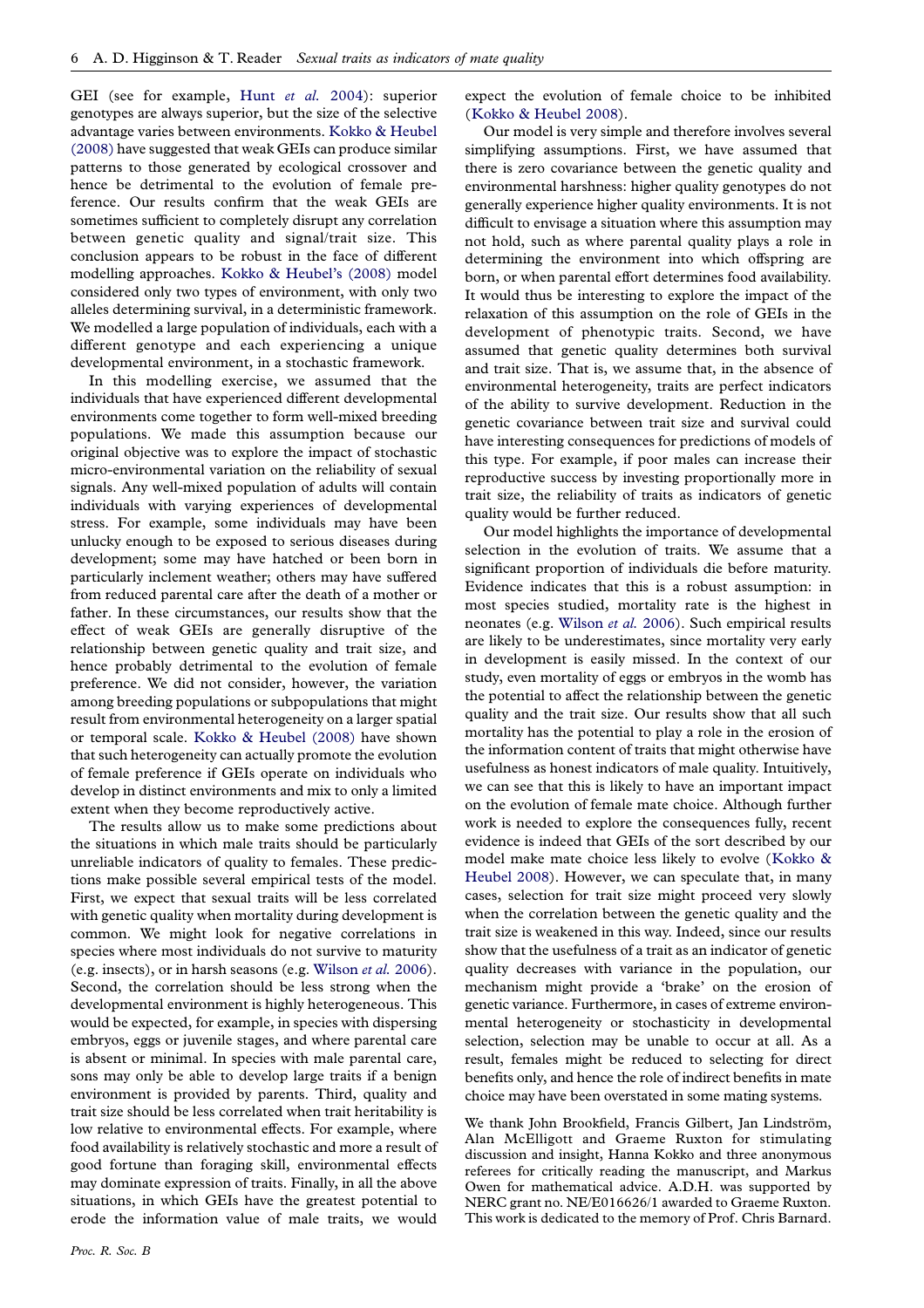GEI (see for example, Hunt *et al.* 2004): superior genotypes are always superior, but the size of the selective advantage varies between environments. Kokko & Heubel (2008) have suggested that weak GEIs can produce similar patterns to those generated by ecological crossover and hence be detrimental to the evolution of female preference. Our results confirm that the weak GEIs are sometimes sufficient to completely disrupt any correlation between genetic quality and signal/trait size. This conclusion appears to be robust in the face of different modelling approaches. Kokko & Heubel's (2008) model considered only two types of environment, with only two alleles determining survival, in a deterministic framework. We modelled a large population of individuals, each with a different genotype and each experiencing a unique developmental environment, in a stochastic framework.

In this modelling exercise, we assumed that the individuals that have experienced different developmental environments come together to form well-mixed breeding populations. We made this assumption because our original objective was to explore the impact of stochastic micro-environmental variation on the reliability of sexual signals. Any well-mixed population of adults will contain individuals with varying experiences of developmental stress. For example, some individuals may have been unlucky enough to be exposed to serious diseases during development; some may have hatched or been born in particularly inclement weather; others may have suffered from reduced parental care after the death of a mother or father. In these circumstances, our results show that the effect of weak GEIs are generally disruptive of the relationship between genetic quality and trait size, and hence probably detrimental to the evolution of female preference. We did not consider, however, the variation among breeding populations or subpopulations that might result from environmental heterogeneity on a larger spatial or temporal scale. Kokko & Heubel (2008) have shown that such heterogeneity can actually promote the evolution of female preference if GEIs operate on individuals who develop in distinct environments and mix to only a limited extent when they become reproductively active.

The results allow us to make some predictions about the situations in which male traits should be particularly unreliable indicators of quality to females. These predictions make possible several empirical tests of the model. First, we expect that sexual traits will be less correlated with genetic quality when mortality during development is common. We might look for negative correlations in species where most individuals do not survive to maturity (e.g. insects), or in harsh seasons (e.g. Wilson *et al.* 2006). Second, the correlation should be less strong when the developmental environment is highly heterogeneous. This would be expected, for example, in species with dispersing embryos, eggs or juvenile stages, and where parental care is absent or minimal. In species with male parental care, sons may only be able to develop large traits if a benign environment is provided by parents. Third, quality and trait size should be less correlated when trait heritability is low relative to environmental effects. For example, where food availability is relatively stochastic and more a result of good fortune than foraging skill, environmental effects may dominate expression of traits. Finally, in all the above situations, in which GEIs have the greatest potential to erode the information value of male traits, we would expect the evolution of female choice to be inhibited (Kokko & Heubel 2008).

Our model is very simple and therefore involves several simplifying assumptions. First, we have assumed that there is zero covariance between the genetic quality and environmental harshness: higher quality genotypes do not generally experience higher quality environments. It is not difficult to envisage a situation where this assumption may not hold, such as where parental quality plays a role in determining the environment into which offspring are born, or when parental effort determines food availability. It would thus be interesting to explore the impact of the relaxation of this assumption on the role of GEIs in the development of phenotypic traits. Second, we have assumed that genetic quality determines both survival and trait size. That is, we assume that, in the absence of environmental heterogeneity, traits are perfect indicators of the ability to survive development. Reduction in the genetic covariance between trait size and survival could have interesting consequences for predictions of models of this type. For example, if poor males can increase their reproductive success by investing proportionally more in trait size, the reliability of traits as indicators of genetic quality would be further reduced.

Our model highlights the importance of developmental selection in the evolution of traits. We assume that a significant proportion of individuals die before maturity. Evidence indicates that this is a robust assumption: in most species studied, mortality rate is the highest in neonates (e.g. Wilson *et al.* 2006). Such empirical results are likely to be underestimates, since mortality very early in development is easily missed. In the context of our study, even mortality of eggs or embryos in the womb has the potential to affect the relationship between the genetic quality and the trait size. Our results show that all such mortality has the potential to play a role in the erosion of the information content of traits that might otherwise have usefulness as honest indicators of male quality. Intuitively, we can see that this is likely to have an important impact on the evolution of female mate choice. Although further work is needed to explore the consequences fully, recent evidence is indeed that GEIs of the sort described by our model make mate choice less likely to evolve (Kokko & Heubel 2008). However, we can speculate that, in many cases, selection for trait size might proceed very slowly when the correlation between the genetic quality and the trait size is weakened in this way. Indeed, since our results show that the usefulness of a trait as an indicator of genetic quality decreases with variance in the population, our mechanism might provide a 'brake' on the erosion of genetic variance. Furthermore, in cases of extreme environmental heterogeneity or stochasticity in developmental selection, selection may be unable to occur at all. As a result, females might be reduced to selecting for direct benefits only, and hence the role of indirect benefits in mate choice may have been overstated in some mating systems.

We thank John Brookfield, Francis Gilbert, Jan Lindström, Alan McElligott and Graeme Ruxton for stimulating discussion and insight, Hanna Kokko and three anonymous referees for critically reading the manuscript, and Markus Owen for mathematical advice. A.D.H. was supported by NERC grant no. NE/E016626/1 awarded to Graeme Ruxton. This work is dedicated to the memory of Prof. Chris Barnard.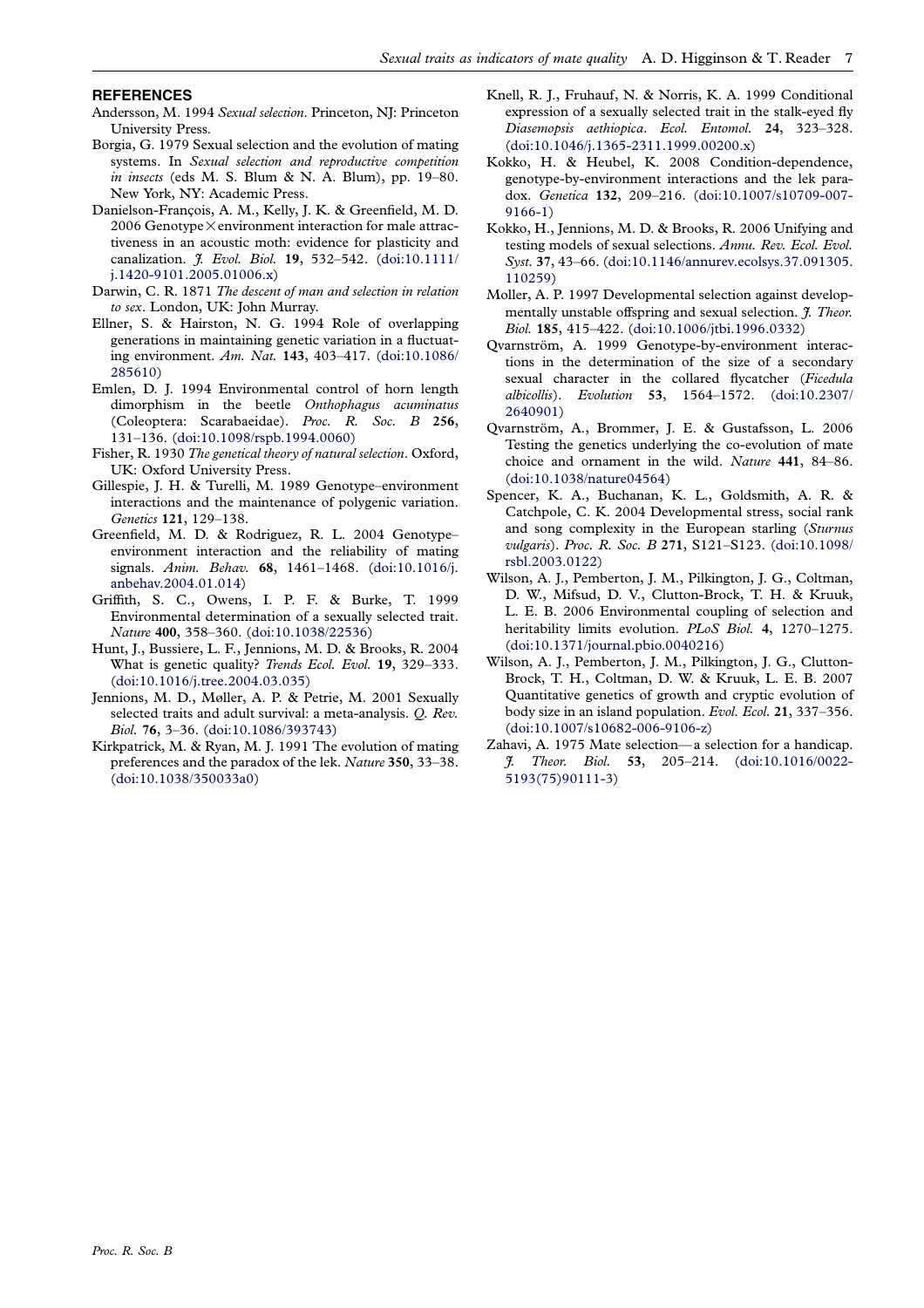## REFERENCES

Andersson, M. 1994 *Sexual selection*. Princeton, NJ: Princeton University Press.

Borgia, G. 1979 Sexual selection and the evolution of mating systems. In *Sexual selection and reproductive competition in insects* (eds M. S. Blum & N. A. Blum), pp. 19–80. New York, NY: Academic Press.

Danielson-François, A. M., Kelly, J. K. & Greenfield, M. D. 2006 Genotype × environment interaction for male attractiveness in an acoustic moth: evidence for plasticity and canalization. *J. Evol. Biol.* **19**, 532–542. (doi:10.1111/j.1420-9101.2005.01006.x)

Darwin, C. R. 1871 *The descent of man and selection in relation to sex*. London, UK: John Murray.

Ellner, S. & Hairston, N. G. 1994 Role of overlapping generations in maintaining genetic variation in a fluctuating environment. *Am. Nat.* **143**, 403–417. (doi:10.1086/285610)

Emlen, D. J. 1994 Environmental control of horn length dimorphism in the beetle *Onthophagus acuminatus* (Coleoptera: Scarabaeidae). *Proc. R. Soc. B* **256**, 131–136. (doi:10.1098/rspb.1994.0060)

Fisher, R. 1930 *The genetical theory of natural selection*. Oxford, UK: Oxford University Press.

Gillespie, J. H. & Turelli, M. 1989 Genotype–environment interactions and the maintenance of polygenic variation. *Genetics* **121**, 129–138.

Greenfield, M. D. & Rodriguez, R. L. 2004 Genotype–environment interaction and the reliability of mating signals. *Anim. Behav.* **68**, 1461–1468. (doi:10.1016/j.anbehav.2004.01.014)

Griffith, S. C., Owens, I. P. F. & Burke, T. 1999 Environmental determination of a sexually selected trait. *Nature* **400**, 358–360. (doi:10.1038/22536)

Hunt, J., Bussiere, L. F., Jennions, M. D. & Brooks, R. 2004 What is genetic quality? *Trends Ecol. Evol.* **19**, 329–333. (doi:10.1016/j.tree.2004.03.035)

Jennions, M. D., Møller, A. P. & Petrie, M. 2001 Sexually selected traits and adult survival: a meta-analysis. *Q. Rev. Biol.* **76**, 3–36. (doi:10.1086/393743)

Kirkpatrick, M. & Ryan, M. J. 1991 The evolution of mating preferences and the paradox of the lek. *Nature* **350**, 33–38. (doi:10.1038/350033a0)

Knell, R. J., Fruhauf, N. & Norris, K. A. 1999 Conditional expression of a sexually selected trait in the stalk-eyed fly *Diasemopsis aethiopica*. *Ecol. Entomol.* **24**, 323–328. (doi:10.1046/j.1365-2311.1999.00200.x)

Kokko, H. & Heubel, K. 2008 Condition-dependence, genotype-by-environment interactions and the lek paradox. *Genetica* **132**, 209–216. (doi:10.1007/s10709-007-9166-1)

Kokko, H., Jennions, M. D. & Brooks, R. 2006 Unifying and testing models of sexual selections. *Annu. Rev. Ecol. Evol. Syst.* **37**, 43–66. (doi:10.1146/annurev.ecolsys.37.091305.110259)

Moller, A. P. 1997 Developmental selection against developmentally unstable offspring and sexual selection. *J. Theor. Biol.* **185**, 415–422. (doi:10.1006/jtbi.1996.0332)

Qvarnström, A. 1999 Genotype-by-environment interactions in the determination of the size of a secondary sexual character in the collared flycatcher (*Ficedula albicollis*). *Evolution* **53**, 1564–1572. (doi:10.2307/2640901)

Qvarnström, A., Brommer, J. E. & Gustafsson, L. 2006 Testing the genetics underlying the co-evolution of mate choice and ornament in the wild. *Nature* **441**, 84–86. (doi:10.1038/nature04564)

Spencer, K. A., Buchanan, K. L., Goldsmith, A. R. & Catchpole, C. K. 2004 Developmental stress, social rank and song complexity in the European starling (*Sturnus vulgaris*). *Proc. R. Soc. B* **271**, S121–S123. (doi:10.1098/rsbl.2003.0122)

Wilson, A. J., Pemberton, J. M., Pilkington, J. G., Coltman, D. W., Mifsud, D. V., Clutton-Brock, T. H. & Kruuk, L. E. B. 2006 Environmental coupling of selection and heritability limits evolution. *PLoS Biol.* **4**, 1270–1275. (doi:10.1371/journal.pbio.0040216)

Wilson, A. J., Pemberton, J. M., Pilkington, J. G., Clutton-Brock, T. H., Coltman, D. W. & Kruuk, L. E. B. 2007 Quantitative genetics of growth and cryptic evolution of body size in an island population. *Evol. Ecol.* **21**, 337–356. (doi:10.1007/s10682-006-9106-z)

Zahavi, A. 1975 Mate selection—a selection for a handicap. *J. Theor. Biol.* **53**, 205–214. (doi:10.1016/0022-5193(75)90111-3)